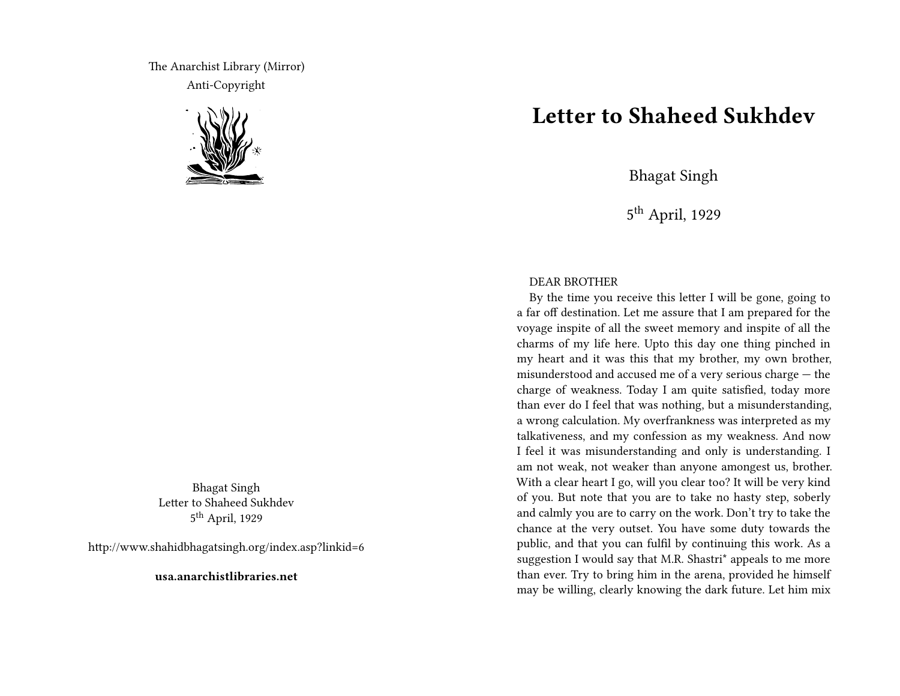The Anarchist Library (Mirror)
Anti-Copyright

Bhagat Singh
Letter to Shaheed Sukhdev
5th April, 1929

http://www.shahidbhagatsingh.org/index.asp?linkid=6

**usa.anarchistlibraries.net**

# Letter to Shaheed Sukhdev

Bhagat Singh

5th April, 1929

DEAR BROTHER

By the time you receive this letter I will be gone, going to a far off destination. Let me assure that I am prepared for the voyage inspite of all the sweet memory and inspite of all the charms of my life here. Upto this day one thing pinched in my heart and it was this that my brother, my own brother, misunderstood and accused me of a very serious charge — the charge of weakness. Today I am quite satisfied, today more than ever do I feel that was nothing, but a misunderstanding, a wrong calculation. My overfrankness was interpreted as my talkativeness, and my confession as my weakness. And now I feel it was misunderstanding and only is understanding. I am not weak, not weaker than anyone amongst us, brother. With a clear heart I go, will you clear too? It will be very kind of you. But note that you are to take no hasty step, soberly and calmly you are to carry on the work. Don't try to take the chance at the very outset. You have some duty towards the public, and that you can fulfil by continuing this work. As a suggestion I would say that M.R. Shastri* appeals to me more than ever. Try to bring him in the arena, provided he himself may be willing, clearly knowing the dark future. Let him mix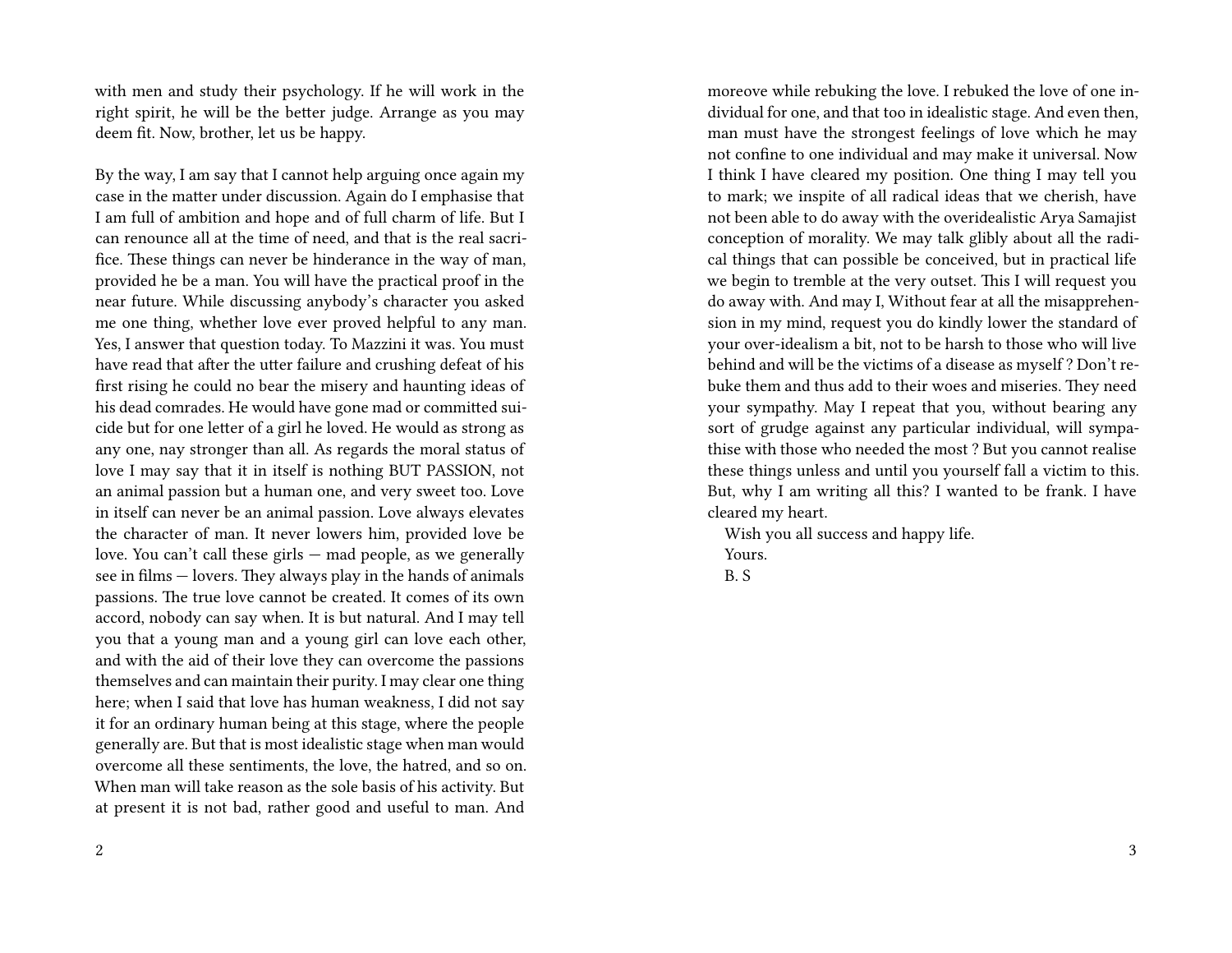with men and study their psychology. If he will work in the right spirit, he will be the better judge. Arrange as you may deem fit. Now, brother, let us be happy.

By the way, I am say that I cannot help arguing once again my case in the matter under discussion. Again do I emphasise that I am full of ambition and hope and of full charm of life. But I can renounce all at the time of need, and that is the real sacrifice. These things can never be hinderance in the way of man, provided he be a man. You will have the practical proof in the near future. While discussing anybody's character you asked me one thing, whether love ever proved helpful to any man. Yes, I answer that question today. To Mazzini it was. You must have read that after the utter failure and crushing defeat of his first rising he could no bear the misery and haunting ideas of his dead comrades. He would have gone mad or committed suicide but for one letter of a girl he loved. He would as strong as any one, nay stronger than all. As regards the moral status of love I may say that it in itself is nothing BUT PASSION, not an animal passion but a human one, and very sweet too. Love in itself can never be an animal passion. Love always elevates the character of man. It never lowers him, provided love be love. You can't call these girls — mad people, as we generally see in films — lovers. They always play in the hands of animals passions. The true love cannot be created. It comes of its own accord, nobody can say when. It is but natural. And I may tell you that a young man and a young girl can love each other, and with the aid of their love they can overcome the passions themselves and can maintain their purity. I may clear one thing here; when I said that love has human weakness, I did not say it for an ordinary human being at this stage, where the people generally are. But that is most idealistic stage when man would overcome all these sentiments, the love, the hatred, and so on. When man will take reason as the sole basis of his activity. But at present it is not bad, rather good and useful to man. And moreove while rebuking the love. I rebuked the love of one individual for one, and that too in idealistic stage. And even then, man must have the strongest feelings of love which he may not confine to one individual and may make it universal. Now I think I have cleared my position. One thing I may tell you to mark; we inspite of all radical ideas that we cherish, have not been able to do away with the overidealistic Arya Samajist conception of morality. We may talk glibly about all the radical things that can possible be conceived, but in practical life we begin to tremble at the very outset. This I will request you do away with. And may I, Without fear at all the misapprehension in my mind, request you do kindly lower the standard of your over-idealism a bit, not to be harsh to those who will live behind and will be the victims of a disease as myself ? Don't rebuke them and thus add to their woes and miseries. They need your sympathy. May I repeat that you, without bearing any sort of grudge against any particular individual, will sympathise with those who needed the most ? But you cannot realise these things unless and until you yourself fall a victim to this. But, why I am writing all this? I wanted to be frank. I have cleared my heart.

Wish you all success and happy life.

Yours.

B. S